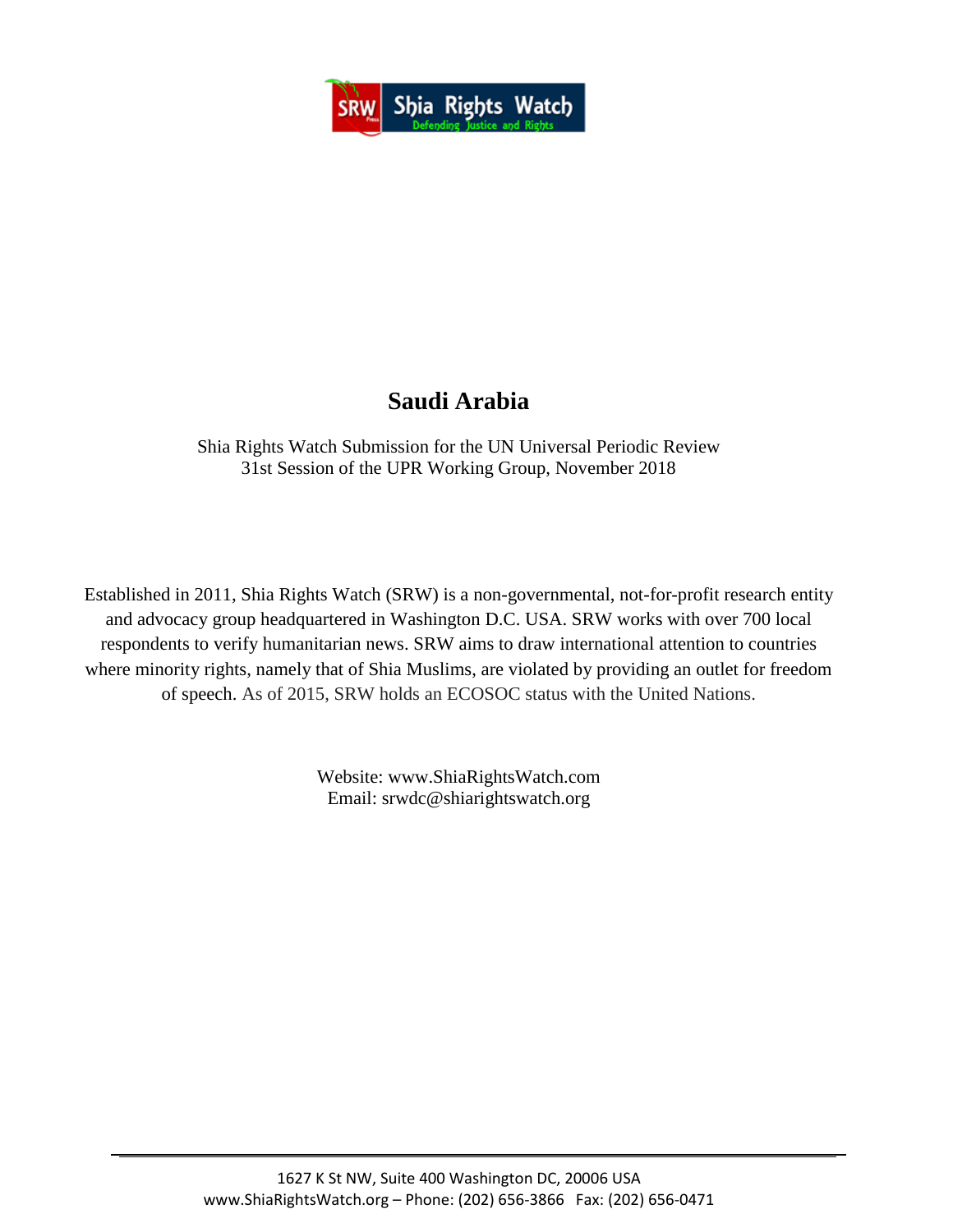# Saudi Arabia

Shia Rights Watch Submission for the UN Universal Periodic Review
31st Session of the UPR Working Group, November 2018

Established in 2011, Shia Rights Watch (SRW) is a non-governmental, not-for-profit research entity and advocacy group headquartered in Washington D.C. USA. SRW works with over 700 local respondents to verify humanitarian news. SRW aims to draw international attention to countries where minority rights, namely that of Shia Muslims, are violated by providing an outlet for freedom of speech. As of 2015, SRW holds an ECOSOC status with the United Nations.

Website: www.ShiaRightsWatch.com
Email: srwdc@shiarightswatch.org

1627 K St NW, Suite 400 Washington DC, 20006 USA
www.ShiaRightsWatch.org – Phone: (202) 656-3866 Fax: (202) 656-0471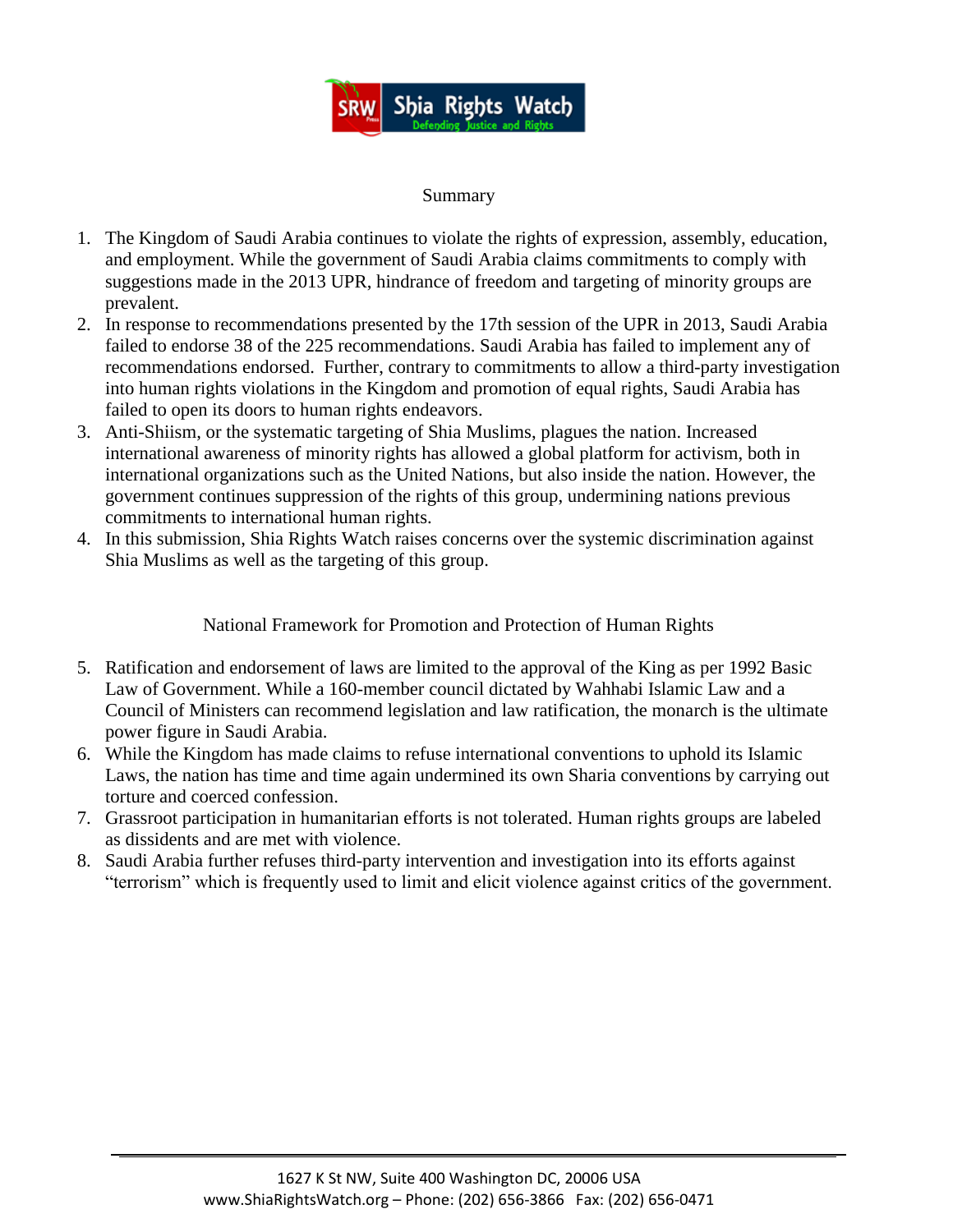## Summary

1. The Kingdom of Saudi Arabia continues to violate the rights of expression, assembly, education, and employment. While the government of Saudi Arabia claims commitments to comply with suggestions made in the 2013 UPR, hindrance of freedom and targeting of minority groups are prevalent.
2. In response to recommendations presented by the 17th session of the UPR in 2013, Saudi Arabia failed to endorse 38 of the 225 recommendations. Saudi Arabia has failed to implement any of recommendations endorsed. Further, contrary to commitments to allow a third-party investigation into human rights violations in the Kingdom and promotion of equal rights, Saudi Arabia has failed to open its doors to human rights endeavors.
3. Anti-Shiism, or the systematic targeting of Shia Muslims, plagues the nation. Increased international awareness of minority rights has allowed a global platform for activism, both in international organizations such as the United Nations, but also inside the nation. However, the government continues suppression of the rights of this group, undermining nations previous commitments to international human rights.
4. In this submission, Shia Rights Watch raises concerns over the systemic discrimination against Shia Muslims as well as the targeting of this group.

## National Framework for Promotion and Protection of Human Rights

5. Ratification and endorsement of laws are limited to the approval of the King as per 1992 Basic Law of Government. While a 160-member council dictated by Wahhabi Islamic Law and a Council of Ministers can recommend legislation and law ratification, the monarch is the ultimate power figure in Saudi Arabia.
6. While the Kingdom has made claims to refuse international conventions to uphold its Islamic Laws, the nation has time and time again undermined its own Sharia conventions by carrying out torture and coerced confession.
7. Grassroot participation in humanitarian efforts is not tolerated. Human rights groups are labeled as dissidents and are met with violence.
8. Saudi Arabia further refuses third-party intervention and investigation into its efforts against "terrorism" which is frequently used to limit and elicit violence against critics of the government.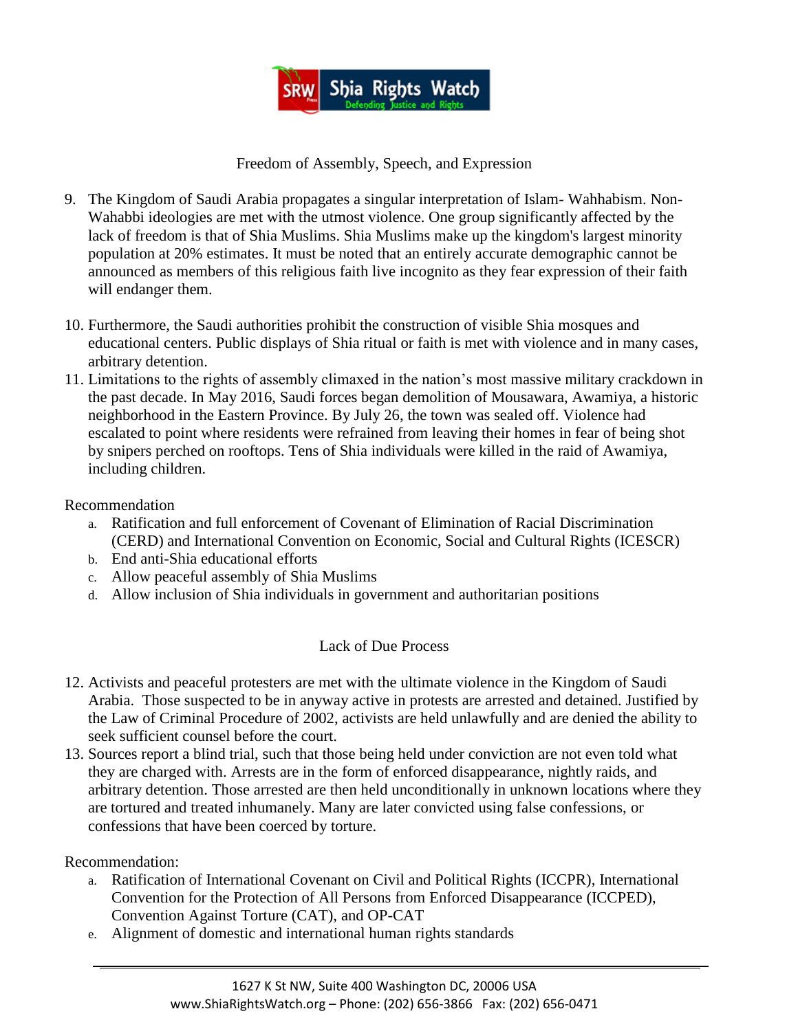## Freedom of Assembly, Speech, and Expression

9. The Kingdom of Saudi Arabia propagates a singular interpretation of Islam- Wahhabism. Non-Wahabbi ideologies are met with the utmost violence. One group significantly affected by the lack of freedom is that of Shia Muslims. Shia Muslims make up the kingdom's largest minority population at 20% estimates. It must be noted that an entirely accurate demographic cannot be announced as members of this religious faith live incognito as they fear expression of their faith will endanger them.

10. Furthermore, the Saudi authorities prohibit the construction of visible Shia mosques and educational centers. Public displays of Shia ritual or faith is met with violence and in many cases, arbitrary detention.
11. Limitations to the rights of assembly climaxed in the nation's most massive military crackdown in the past decade. In May 2016, Saudi forces began demolition of Mousawara, Awamiya, a historic neighborhood in the Eastern Province. By July 26, the town was sealed off. Violence had escalated to point where residents were refrained from leaving their homes in fear of being shot by snipers perched on rooftops. Tens of Shia individuals were killed in the raid of Awamiya, including children.

Recommendation

a. Ratification and full enforcement of Covenant of Elimination of Racial Discrimination (CERD) and International Convention on Economic, Social and Cultural Rights (ICESCR)
b. End anti-Shia educational efforts
c. Allow peaceful assembly of Shia Muslims
d. Allow inclusion of Shia individuals in government and authoritarian positions

## Lack of Due Process

12. Activists and peaceful protesters are met with the ultimate violence in the Kingdom of Saudi Arabia. Those suspected to be in anyway active in protests are arrested and detained. Justified by the Law of Criminal Procedure of 2002, activists are held unlawfully and are denied the ability to seek sufficient counsel before the court.
13. Sources report a blind trial, such that those being held under conviction are not even told what they are charged with. Arrests are in the form of enforced disappearance, nightly raids, and arbitrary detention. Those arrested are then held unconditionally in unknown locations where they are tortured and treated inhumanely. Many are later convicted using false confessions, or confessions that have been coerced by torture.

Recommendation:

a. Ratification of International Covenant on Civil and Political Rights (ICCPR), International Convention for the Protection of All Persons from Enforced Disappearance (ICCPED), Convention Against Torture (CAT), and OP-CAT
e. Alignment of domestic and international human rights standards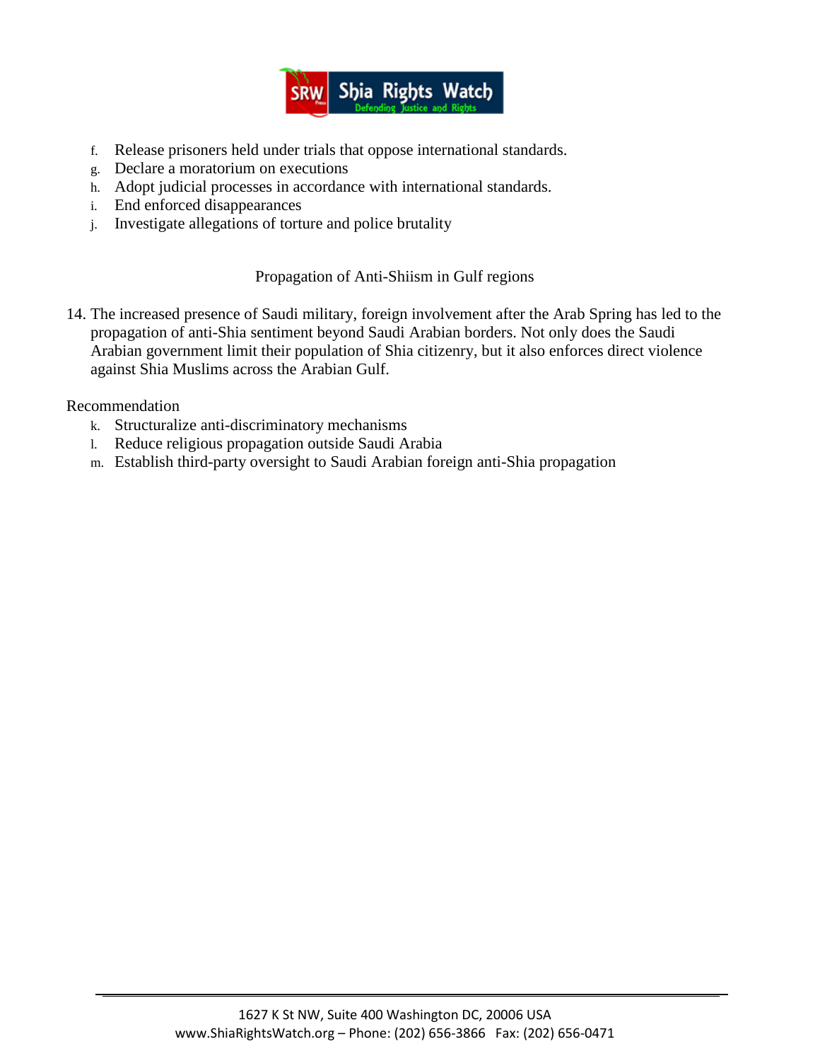f. Release prisoners held under trials that oppose international standards.
g. Declare a moratorium on executions
h. Adopt judicial processes in accordance with international standards.
i. End enforced disappearances
j. Investigate allegations of torture and police brutality

### Propagation of Anti-Shiism in Gulf regions

14. The increased presence of Saudi military, foreign involvement after the Arab Spring has led to the propagation of anti-Shia sentiment beyond Saudi Arabian borders. Not only does the Saudi Arabian government limit their population of Shia citizenry, but it also enforces direct violence against Shia Muslims across the Arabian Gulf.

Recommendation

k. Structuralize anti-discriminatory mechanisms
l. Reduce religious propagation outside Saudi Arabia
m. Establish third-party oversight to Saudi Arabian foreign anti-Shia propagation